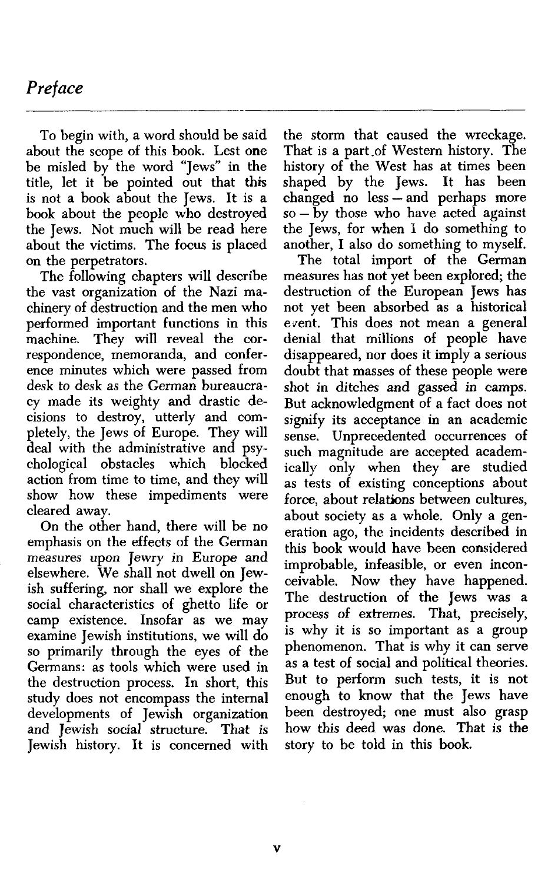# *Preface*

To begin with, a word should be said about the scope of this book. Lest one be misled by the word "Jews" in the title, let it be pointed out that this is not a book about the Jews. It is a book about the people who destroyed the Jews. Not much will be read here about the victims. The focus is placed on the perpetrators.

The following chapters will describe the vast organization of the Nazi machinery of destruction and the men who performed important functions in this machine. They will reveal the correspondence, memoranda, and conference minutes which were passed from desk to desk as the German bureaucracy made its weighty and drastic decisions to destroy, utterly and completely, the Jews of Europe. They will deal with the administrative and psychological obstacles which blocked action from time to time, and they will show how these impediments were cleared away.

On the other hand, there will be no emphasis on the effects of the German measures upon Jewry in Europe and elsewhere. We shall not dwell on Jewish suffering, nor shall we explore the social characteristics of ghetto life or camp existence. Insofar as we may examine Jewish institutions, we will do so primarily through the eyes of the Germans: as tools which were used in the destruction process. In short, this study does not encompass the internal developments of Jewish organization and Jewish social structure. That is Jewish history. It is concerned with the storm that caused the wreckage. That is a part of Western history. The history of the West has at times been shaped by the Jews. It has been changed no less – and perhaps more so – by those who have acted against the Jews, for when I do something to another, I also do something to myself.

The total import of the German measures has not yet been explored; the destruction of the European Jews has not yet been absorbed as a historical event. This does not mean a general denial that millions of people have disappeared, nor does it imply a serious doubt that masses of these people were shot in ditches and gassed in camps. But acknowledgment of a fact does not signify its acceptance in an academic sense. Unprecedented occurrences of such magnitude are accepted academically only when they are studied as tests of existing conceptions about force, about relations between cultures, about society as a whole. Only a generation ago, the incidents described in this book would have been considered improbable, infeasible, or even inconceivable. Now they have happened. The destruction of the Jews was a process of extremes. That, precisely, is why it is so important as a group phenomenon. That is why it can serve as a test of social and political theories. But to perform such tests, it is not enough to know that the Jews have been destroyed; one must also grasp how this deed was done. That is the story to be told in this book.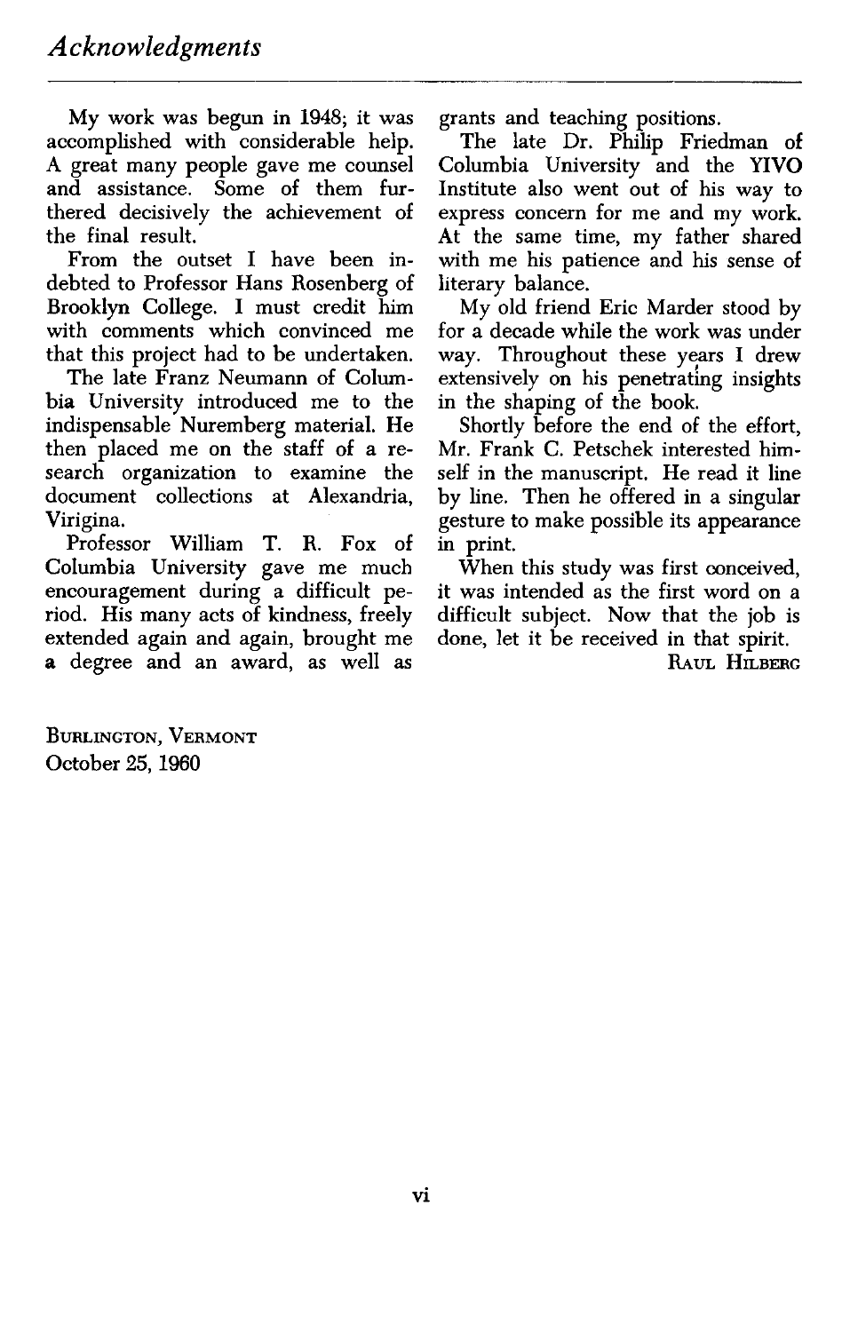# *Acknowledgments*

My work was begun in 1948; it was accomplished with considerable help. A great many people gave me counsel and assistance. Some of them furthered decisively the achievement of the final result.

From the outset I have been indebted to Professor Hans Rosenberg of Brooklyn College. I must credit him with comments which convinced me that this project had to be undertaken.

The late Franz Neumann of Columbia University introduced me to the indispensable Nuremberg material. He then placed me on the staff of a research organization to examine the document collections at Alexandria, Virigina.

Professor William T. R. Fox of Columbia University gave me much encouragement during a difficult period. His many acts of kindness, freely extended again and again, brought me a degree and an award, as well as grants and teaching positions.

The late Dr. Philip Friedman of Columbia University and the YIVO Institute also went out of his way to express concern for me and my work. At the same time, my father shared with me his patience and his sense of literary balance.

My old friend Eric Marder stood by for a decade while the work was under way. Throughout these years I drew extensively on his penetrating insights in the shaping of the book.

Shortly before the end of the effort, Mr. Frank C. Petschek interested himself in the manuscript. He read it line by line. Then he offered in a singular gesture to make possible its appearance in print.

When this study was first conceived, it was intended as the first word on a difficult subject. Now that the job is done, let it be received in that spirit.

RAUL HILBERG

BURLINGTON, VERMONT
October 25, 1960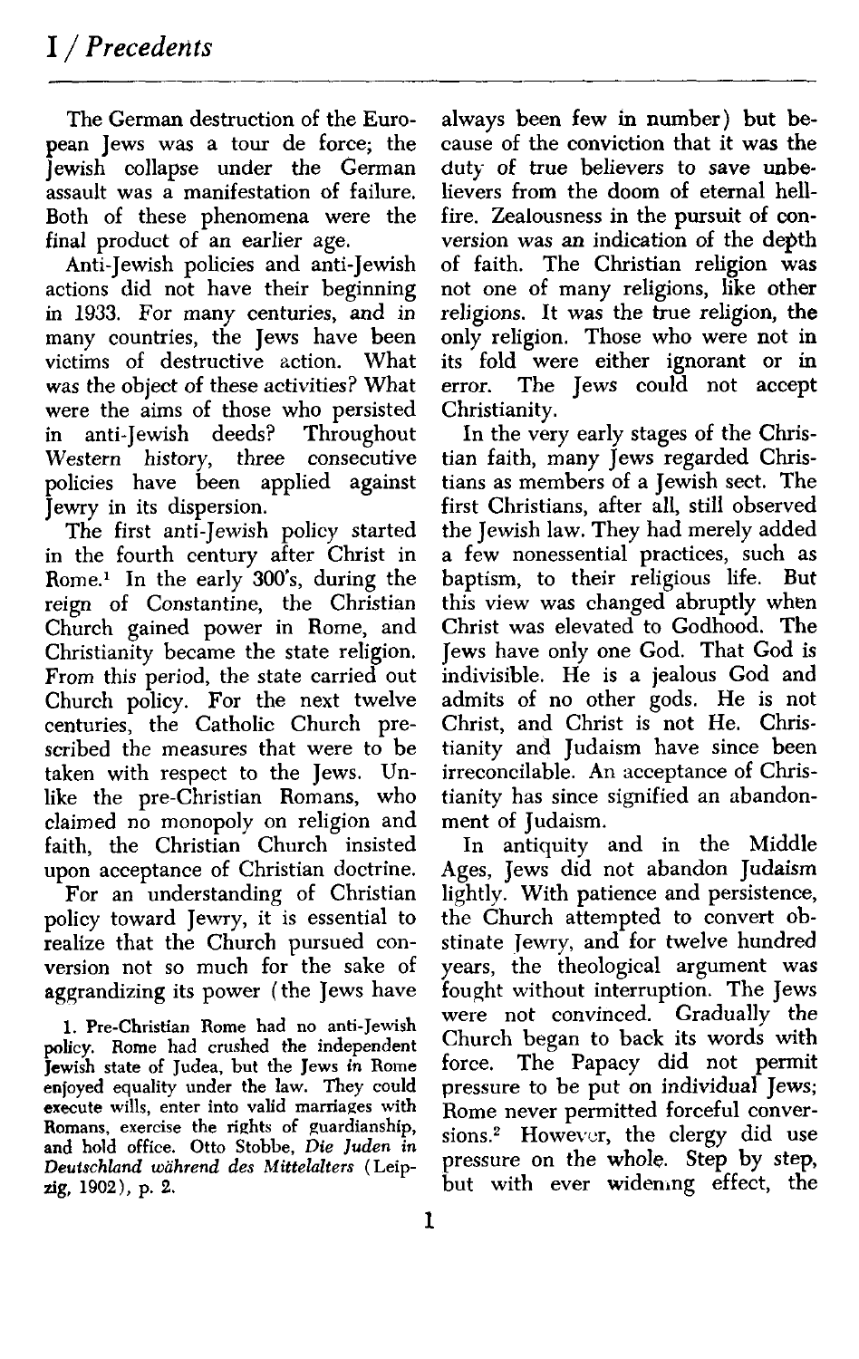# I / *Precedents*

The German destruction of the European Jews was a tour de force; the Jewish collapse under the German assault was a manifestation of failure. Both of these phenomena were the final product of an earlier age.

Anti-Jewish policies and anti-Jewish actions did not have their beginning in 1933. For many centuries, and in many countries, the Jews have been victims of destructive action. What was the object of these activities? What were the aims of those who persisted in anti-Jewish deeds? Throughout Western history, three consecutive policies have been applied against Jewry in its dispersion.

The first anti-Jewish policy started in the fourth century after Christ in Rome.[1] In the early 300's, during the reign of Constantine, the Christian Church gained power in Rome, and Christianity became the state religion. From this period, the state carried out Church policy. For the next twelve centuries, the Catholic Church prescribed the measures that were to be taken with respect to the Jews. Unlike the pre-Christian Romans, who claimed no monopoly on religion and faith, the Christian Church insisted upon acceptance of Christian doctrine.

For an understanding of Christian policy toward Jewry, it is essential to realize that the Church pursued conversion not so much for the sake of aggrandizing its power (the Jews have always been few in number) but because of the conviction that it was the duty of true believers to save unbelievers from the doom of eternal hellfire. Zealousness in the pursuit of conversion was an indication of the depth of faith. The Christian religion was not one of many religions, like other religions. It was the true religion, the only religion. Those who were not in its fold were either ignorant or in error. The Jews could not accept Christianity.

In the very early stages of the Christian faith, many Jews regarded Christians as members of a Jewish sect. The first Christians, after all, still observed the Jewish law. They had merely added a few nonessential practices, such as baptism, to their religious life. But this view was changed abruptly when Christ was elevated to Godhood. The Jews have only one God. That God is indivisible. He is a jealous God and admits of no other gods. He is not Christ, and Christ is not He. Christianity and Judaism have since been irreconcilable. An acceptance of Christianity has since signified an abandonment of Judaism.

In antiquity and in the Middle Ages, Jews did not abandon Judaism lightly. With patience and persistence, the Church attempted to convert obstinate Jewry, and for twelve hundred years, the theological argument was fought without interruption. The Jews were not convinced. Gradually the Church began to back its words with force. The Papacy did not permit pressure to be put on individual Jews; Rome never permitted forceful conversions.[2] However, the clergy did use pressure on the whole. Step by step, but with ever widening effect, the

1. Pre-Christian Rome had no anti-Jewish policy. Rome had crushed the independent Jewish state of Judea, but the Jews in Rome enjoyed equality under the law. They could execute wills, enter into valid marriages with Romans, exercise the rights of guardianship, and hold office. Otto Stobbe, *Die Juden in Deutschland während des Mittelalters* (Leipzig, 1902), p. 2.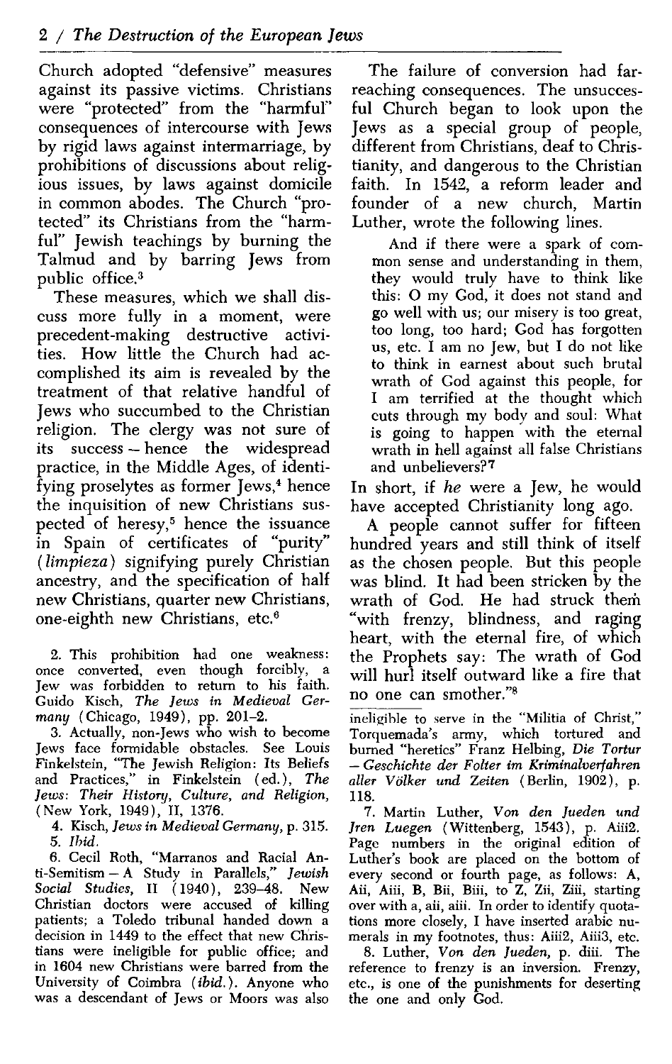Church adopted "defensive" measures against its passive victims. Christians were "protected" from the "harmful" consequences of intercourse with Jews by rigid laws against intermarriage, by prohibitions of discussions about religious issues, by laws against domicile in common abodes. The Church "protected" its Christians from the "harmful" Jewish teachings by burning the Talmud and by barring Jews from public office.[3]

These measures, which we shall discuss more fully in a moment, were precedent-making destructive activities. How little the Church had accomplished its aim is revealed by the treatment of that relative handful of Jews who succumbed to the Christian religion. The clergy was not sure of its success – hence the widespread practice, in the Middle Ages, of identifying proselytes as former Jews,[4] hence the inquisition of new Christians suspected of heresy,[5] hence the issuance in Spain of certificates of "purity" (*limpieza*) signifying purely Christian ancestry, and the specification of half new Christians, quarter new Christians, one-eighth new Christians, etc.[6]

The failure of conversion had far-reaching consequences. The unsuccessful Church began to look upon the Jews as a special group of people, different from Christians, deaf to Christianity, and dangerous to the Christian faith. In 1542, a reform leader and founder of a new church, Martin Luther, wrote the following lines.

> And if there were a spark of common sense and understanding in them, they would truly have to think like this: O my God, it does not stand and go well with us; our misery is too great, too long, too hard; God has forgotten us, etc. I am no Jew, but I do not like to think in earnest about such brutal wrath of God against this people, for I am terrified at the thought which cuts through my body and soul: What is going to happen with the eternal wrath in hell against all false Christians and unbelievers?[7]

In short, if *he* were a Jew, he would have accepted Christianity long ago.

A people cannot suffer for fifteen hundred years and still think of itself as the chosen people. But this people was blind. It had been stricken by the wrath of God. He had struck them "with frenzy, blindness, and raging heart, with the eternal fire, of which the Prophets say: The wrath of God will hurl itself outward like a fire that no one can smother."[8]

2. This prohibition had one weakness: once converted, even though forcibly, a Jew was forbidden to return to his faith. Guido Kisch, *The Jews in Medieval Germany* (Chicago, 1949), pp. 201–2.

3. Actually, non-Jews who wish to become Jews face formidable obstacles. See Louis Finkelstein, "The Jewish Religion: Its Beliefs and Practices," in Finkelstein (ed.), *The Jews: Their History, Culture, and Religion*, (New York, 1949), II, 1376.

4. Kisch, *Jews in Medieval Germany*, p. 315.

5. *Ibid.*

6. Cecil Roth, "Marranos and Racial Anti-Semitism – A Study in Parallels," *Jewish Social Studies*, II (1940), 239–48. New Christian doctors were accused of killing patients; a Toledo tribunal handed down a decision in 1449 to the effect that new Christians were ineligible for public office; and in 1604 new Christians were barred from the University of Coimbra (*ibid.*). Anyone who was a descendant of Jews or Moors was also ineligible to serve in the "Militia of Christ," Torquemada's army, which tortured and burned "heretics" Franz Helbing, *Die Tortur – Geschichte der Folter im Kriminalverfahren aller Völker und Zeiten* (Berlin, 1902), p. 118.

7. Martin Luther, *Von den Jueden und Jren Luegen* (Wittenberg, 1543), p. Aiii2. Page numbers in the original edition of Luther's book are placed on the bottom of every second or fourth page, as follows: A, Aii, Aiii, B, Bii, Biii, to Z, Zii, Ziii, starting over with a, aii, aiii. In order to identify quotations more closely, I have inserted arabic numerals in my footnotes, thus: Aiii2, Aiii3, etc.

8. Luther, *Von den Jueden*, p. diii. The reference to frenzy is an inversion. Frenzy, etc., is one of the punishments for deserting the one and only God.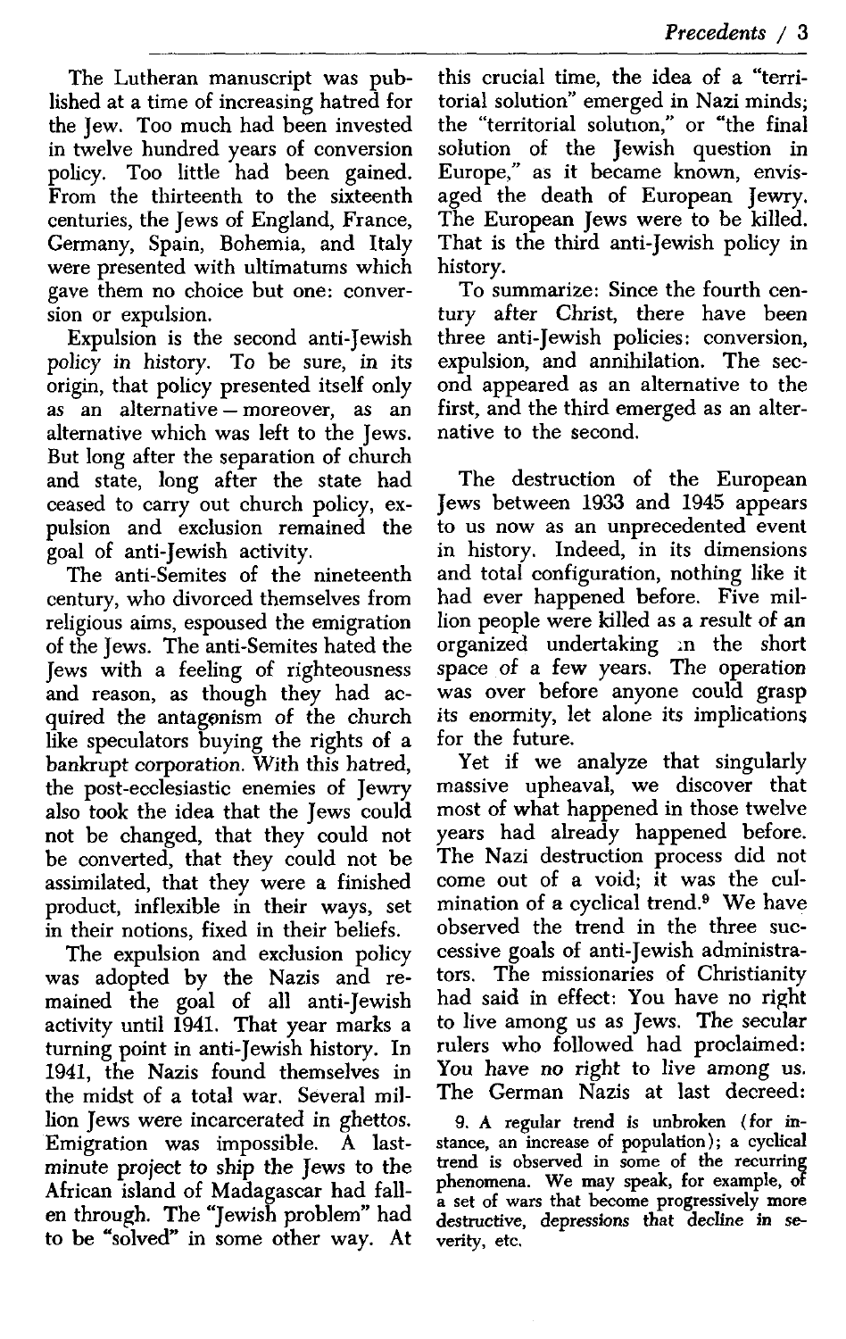The Lutheran manuscript was published at a time of increasing hatred for the Jew. Too much had been invested in twelve hundred years of conversion policy. Too little had been gained. From the thirteenth to the sixteenth centuries, the Jews of England, France, Germany, Spain, Bohemia, and Italy were presented with ultimatums which gave them no choice but one: conversion or expulsion.

Expulsion is the second anti-Jewish policy in history. To be sure, in its origin, that policy presented itself only as an alternative – moreover, as an alternative which was left to the Jews. But long after the separation of church and state, long after the state had ceased to carry out church policy, expulsion and exclusion remained the goal of anti-Jewish activity.

The anti-Semites of the nineteenth century, who divorced themselves from religious aims, espoused the emigration of the Jews. The anti-Semites hated the Jews with a feeling of righteousness and reason, as though they had acquired the antagonism of the church like speculators buying the rights of a bankrupt corporation. With this hatred, the post-ecclesiastic enemies of Jewry also took the idea that the Jews could not be changed, that they could not be converted, that they could not be assimilated, that they were a finished product, inflexible in their ways, set in their notions, fixed in their beliefs.

The expulsion and exclusion policy was adopted by the Nazis and remained the goal of all anti-Jewish activity until 1941. That year marks a turning point in anti-Jewish history. In 1941, the Nazis found themselves in the midst of a total war. Several million Jews were incarcerated in ghettos. Emigration was impossible. A last-minute project to ship the Jews to the African island of Madagascar had fallen through. The "Jewish problem" had to be "solved" in some other way. At this crucial time, the idea of a "territorial solution" emerged in Nazi minds; the "territorial solution," or "the final solution of the Jewish question in Europe," as it became known, envisaged the death of European Jewry. The European Jews were to be killed. That is the third anti-Jewish policy in history.

To summarize: Since the fourth century after Christ, there have been three anti-Jewish policies: conversion, expulsion, and annihilation. The second appeared as an alternative to the first, and the third emerged as an alternative to the second.

The destruction of the European Jews between 1933 and 1945 appears to us now as an unprecedented event in history. Indeed, in its dimensions and total configuration, nothing like it had ever happened before. Five million people were killed as a result of an organized undertaking in the short space of a few years. The operation was over before anyone could grasp its enormity, let alone its implications for the future.

Yet if we analyze that singularly massive upheaval, we discover that most of what happened in those twelve years had already happened before. The Nazi destruction process did not come out of a void; it was the culmination of a cyclical trend.[9] We have observed the trend in the three successive goals of anti-Jewish administrators. The missionaries of Christianity had said in effect: You have no right to live among us as Jews. The secular rulers who followed had proclaimed: You have no right to live among us. The German Nazis at last decreed:

9. A regular trend is unbroken (for instance, an increase of population); a cyclical trend is observed in some of the recurring phenomena. We may speak, for example, of a set of wars that become progressively more destructive, depressions that decline in severity, etc.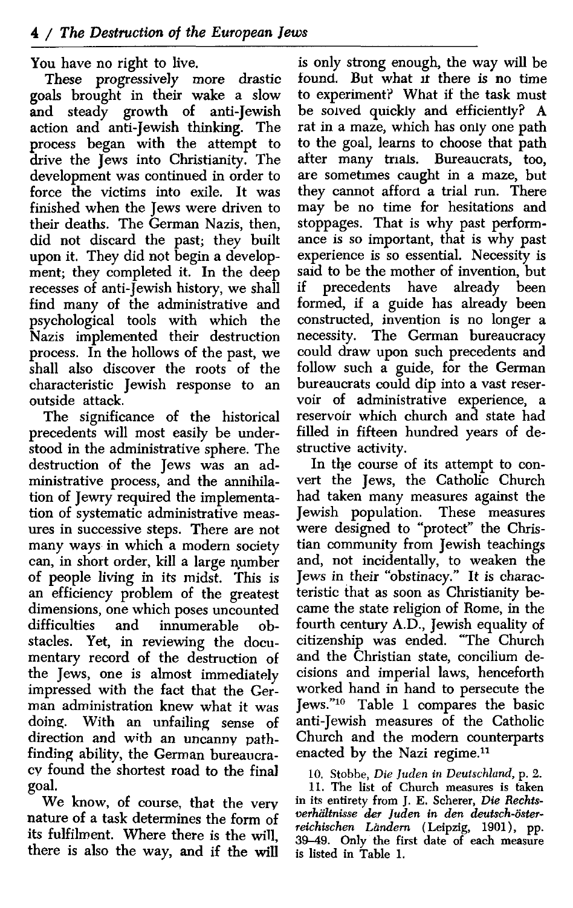You have no right to live.

These progressively more drastic goals brought in their wake a slow and steady growth of anti-Jewish action and anti-Jewish thinking. The process began with the attempt to drive the Jews into Christianity. The development was continued in order to force the victims into exile. It was finished when the Jews were driven to their deaths. The German Nazis, then, did not discard the past; they built upon it. They did not begin a development; they completed it. In the deep recesses of anti-Jewish history, we shall find many of the administrative and psychological tools with which the Nazis implemented their destruction process. In the hollows of the past, we shall also discover the roots of the characteristic Jewish response to an outside attack.

The significance of the historical precedents will most easily be understood in the administrative sphere. The destruction of the Jews was an administrative process, and the annihilation of Jewry required the implementation of systematic administrative measures in successive steps. There are not many ways in which a modern society can, in short order, kill a large number of people living in its midst. This is an efficiency problem of the greatest dimensions, one which poses uncounted difficulties and innumerable obstacles. Yet, in reviewing the documentary record of the destruction of the Jews, one is almost immediately impressed with the fact that the German administration knew what it was doing. With an unfailing sense of direction and with an uncanny pathfinding ability, the German bureaucracy found the shortest road to the final goal.

We know, of course, that the very nature of a task determines the form of its fulfilment. Where there is the will, there is also the way, and if the will is only strong enough, the way will be found. But what if there is no time to experiment? What if the task must be solved quickly and efficiently? A rat in a maze, which has only one path to the goal, learns to choose that path after many trials. Bureaucrats, too, are sometimes caught in a maze, but they cannot afford a trial run. There may be no time for hesitations and stoppages. That is why past performance is so important, that is why past experience is so essential. Necessity is said to be the mother of invention, but if precedents have already been formed, if a guide has already been constructed, invention is no longer a necessity. The German bureaucracy could draw upon such precedents and follow such a guide, for the German bureaucrats could dip into a vast reservoir of administrative experience, a reservoir which church and state had filled in fifteen hundred years of destructive activity.

In the course of its attempt to convert the Jews, the Catholic Church had taken many measures against the Jewish population. These measures were designed to "protect" the Christian community from Jewish teachings and, not incidentally, to weaken the Jews in their "obstinacy." It is characteristic that as soon as Christianity became the state religion of Rome, in the fourth century A.D., Jewish equality of citizenship was ended. "The Church and the Christian state, concilium decisions and imperial laws, henceforth worked hand in hand to persecute the Jews."[10] Table 1 compares the basic anti-Jewish measures of the Catholic Church and the modern counterparts enacted by the Nazi regime.[11]

10. Stobbe, *Die Juden in Deutschland*, p. 2.

11. The list of Church measures is taken in its entirety from J. E. Scherer, *Die Rechtsverhältnisse der Juden in den deutsch-österreichischen Ländern* (Leipzig, 1901), pp. 39–49. Only the first date of each measure is listed in Table 1.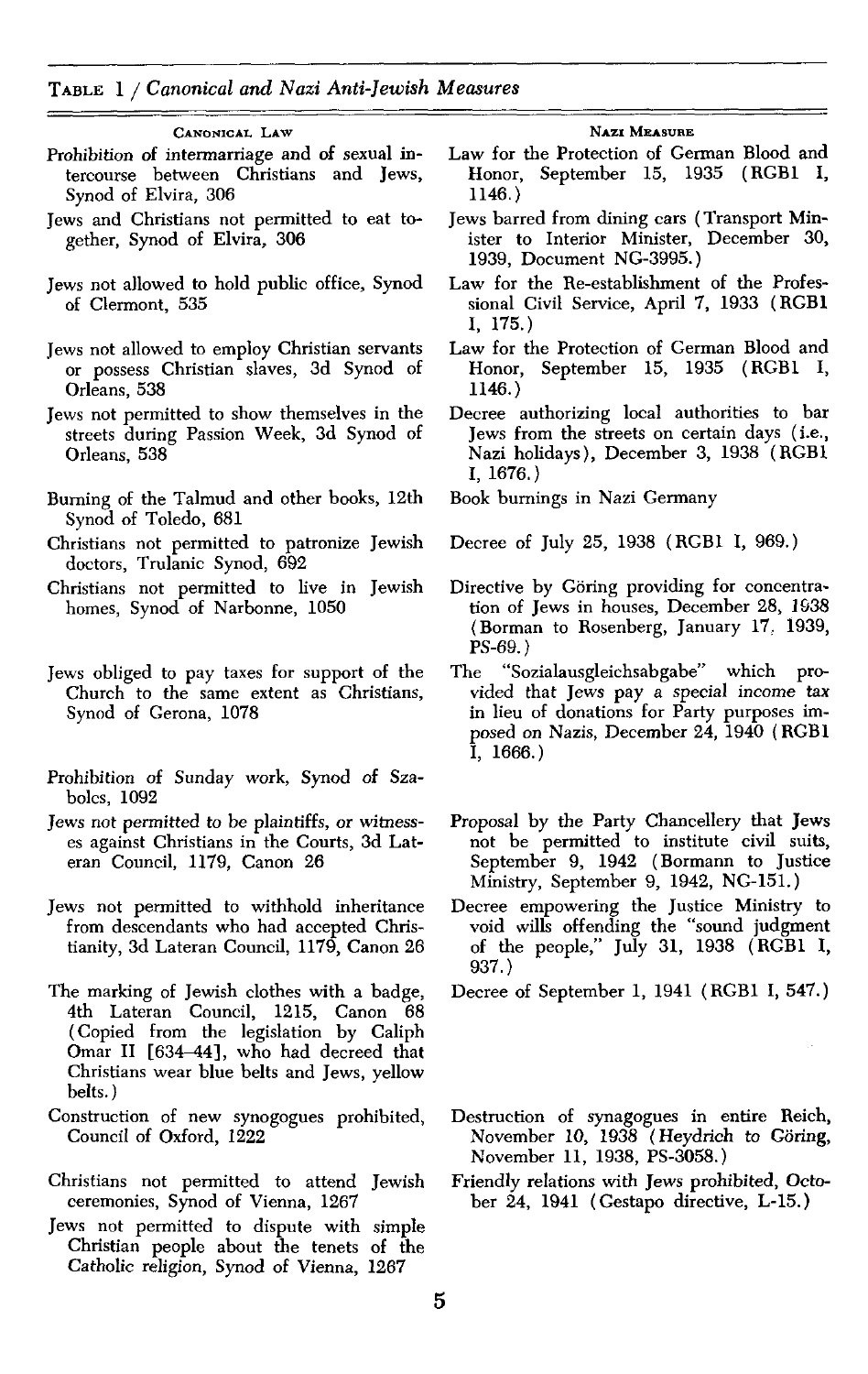**Table 1 / *Canonical and Nazi Anti-Jewish Measures***

| Canonical Law | Nazi Measure |
|---|---|
| Prohibition of intermarriage and of sexual intercourse between Christians and Jews, Synod of Elvira, 306 | Law for the Protection of German Blood and Honor, September 15, 1935 (RGBl I, 1146.) |
| Jews and Christians not permitted to eat together, Synod of Elvira, 306 | Jews barred from dining cars (Transport Minister to Interior Minister, December 30, 1939, Document NG-3995.) |
| Jews not allowed to hold public office, Synod of Clermont, 535 | Law for the Re-establishment of the Professional Civil Service, April 7, 1933 (RGBl I, 175.) |
| Jews not allowed to employ Christian servants or possess Christian slaves, 3d Synod of Orleans, 538 | Law for the Protection of German Blood and Honor, September 15, 1935 (RGBl I, 1146.) |
| Jews not permitted to show themselves in the streets during Passion Week, 3d Synod of Orleans, 538 | Decree authorizing local authorities to bar Jews from the streets on certain days (i.e., Nazi holidays), December 3, 1938 (RGBl I, 1676.) |
| Burning of the Talmud and other books, 12th Synod of Toledo, 681 | Book burnings in Nazi Germany |
| Christians not permitted to patronize Jewish doctors, Trulanic Synod, 692 | Decree of July 25, 1938 (RGBl I, 969.) |
| Christians not permitted to live in Jewish homes, Synod of Narbonne, 1050 | Directive by Göring providing for concentration of Jews in houses, December 28, 1938 (Borman to Rosenberg, January 17, 1939, PS-69.) |
| Jews obliged to pay taxes for support of the Church to the same extent as Christians, Synod of Gerona, 1078 | The "Sozialausgleichsabgabe" which provided that Jews pay a special income tax in lieu of donations for Party purposes imposed on Nazis, December 24, 1940 (RGBl I, 1666.) |
| Prohibition of Sunday work, Synod of Szabolcs, 1092 | |
| Jews not permitted to be plaintiffs, or witnesses against Christians in the Courts, 3d Lateran Council, 1179, Canon 26 | Proposal by the Party Chancellery that Jews not be permitted to institute civil suits, September 9, 1942 (Bormann to Justice Ministry, September 9, 1942, NG-151.) |
| Jews not permitted to withhold inheritance from descendants who had accepted Christianity, 3d Lateran Council, 1179, Canon 26 | Decree empowering the Justice Ministry to void wills offending the "sound judgment of the people," July 31, 1938 (RGBl I, 937.) |
| The marking of Jewish clothes with a badge, 4th Lateran Council, 1215, Canon 68 (Copied from the legislation by Caliph Omar II [634–44], who had decreed that Christians wear blue belts and Jews, yellow belts.) | Decree of September 1, 1941 (RGBl I, 547.) |
| Construction of new synogogues prohibited, Council of Oxford, 1222 | Destruction of synagogues in entire Reich, November 10, 1938 (Heydrich to Göring, November 11, 1938, PS-3058.) |
| Christians not permitted to attend Jewish ceremonies, Synod of Vienna, 1267 | Friendly relations with Jews prohibited, October 24, 1941 (Gestapo directive, L-15.) |
| Jews not permitted to dispute with simple Christian people about the tenets of the Catholic religion, Synod of Vienna, 1267 | |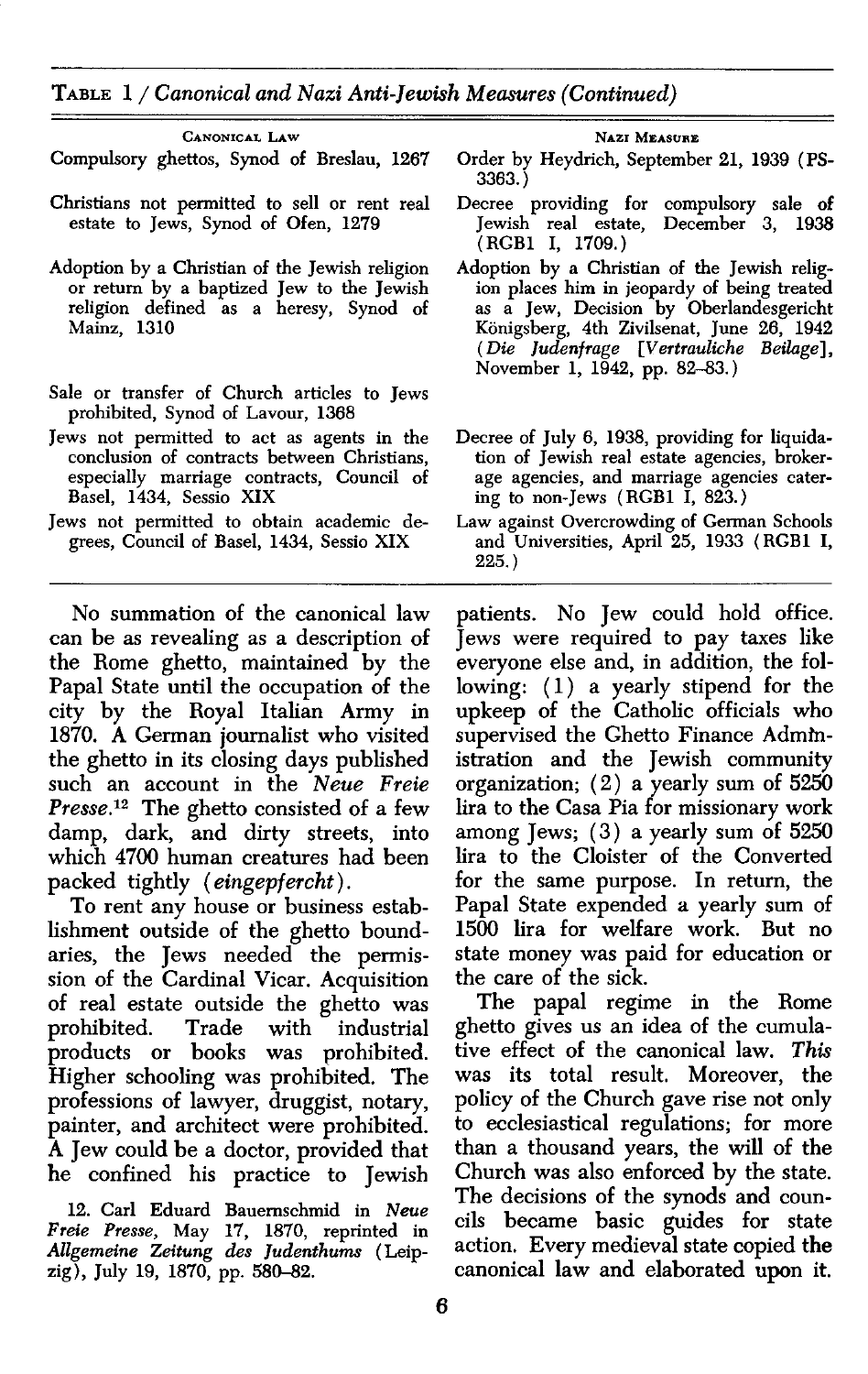TABLE 1 / *Canonical and Nazi Anti-Jewish Measures (Continued)*

| CANONICAL LAW | NAZI MEASURE |
|---|---|
| Compulsory ghettos, Synod of Breslau, 1267 | Order by Heydrich, September 21, 1939 (PS-3363.) |
| Christians not permitted to sell or rent real estate to Jews, Synod of Ofen, 1279 | Decree providing for compulsory sale of Jewish real estate, December 3, 1938 (RGBl I, 1709.) |
| Adoption by a Christian of the Jewish religion or return by a baptized Jew to the Jewish religion defined as a heresy, Synod of Mainz, 1310 | Adoption by a Christian of the Jewish religion places him in jeopardy of being treated as a Jew, Decision by Oberlandesgericht Königsberg, 4th Zivilsenat, June 26, 1942 (*Die Judenfrage* [*Vertrauliche Beilage*], November 1, 1942, pp. 82–83.) |
| Sale or transfer of Church articles to Jews prohibited, Synod of Lavour, 1368 | |
| Jews not permitted to act as agents in the conclusion of contracts between Christians, especially marriage contracts, Council of Basel, 1434, Sessio XIX | Decree of July 6, 1938, providing for liquidation of Jewish real estate agencies, brokerage agencies, and marriage agencies catering to non-Jews (RGBl I, 823.) |
| Jews not permitted to obtain academic degrees, Council of Basel, 1434, Sessio XIX | Law against Overcrowding of German Schools and Universities, April 25, 1933 (RGBl I, 225.) |

No summation of the canonical law can be as revealing as a description of the Rome ghetto, maintained by the Papal State until the occupation of the city by the Royal Italian Army in 1870. A German journalist who visited the ghetto in its closing days published such an account in the *Neue Freie Presse*.[12] The ghetto consisted of a few damp, dark, and dirty streets, into which 4700 human creatures had been packed tightly (*eingepfercht*).

To rent any house or business establishment outside of the ghetto boundaries, the Jews needed the permission of the Cardinal Vicar. Acquisition of real estate outside the ghetto was prohibited. Trade with industrial products or books was prohibited. Higher schooling was prohibited. The professions of lawyer, druggist, notary, painter, and architect were prohibited. A Jew could be a doctor, provided that he confined his practice to Jewish patients. No Jew could hold office. Jews were required to pay taxes like everyone else and, in addition, the following: (1) a yearly stipend for the upkeep of the Catholic officials who supervised the Ghetto Finance Administration and the Jewish community organization; (2) a yearly sum of 5250 lira to the Casa Pia for missionary work among Jews; (3) a yearly sum of 5250 lira to the Cloister of the Converted for the same purpose. In return, the Papal State expended a yearly sum of 1500 lira for welfare work. But no state money was paid for education or the care of the sick.

The papal regime in the Rome ghetto gives us an idea of the cumulative effect of the canonical law. *This* was its total result. Moreover, the policy of the Church gave rise not only to ecclesiastical regulations; for more than a thousand years, the will of the Church was also enforced by the state. The decisions of the synods and councils became basic guides for state action. Every medieval state copied the canonical law and elaborated upon it.

12. Carl Eduard Bauernschmid in *Neue Freie Presse*, May 17, 1870, reprinted in *Allgemeine Zeitung des Judenthums* (Leipzig), July 19, 1870, pp. 580–82.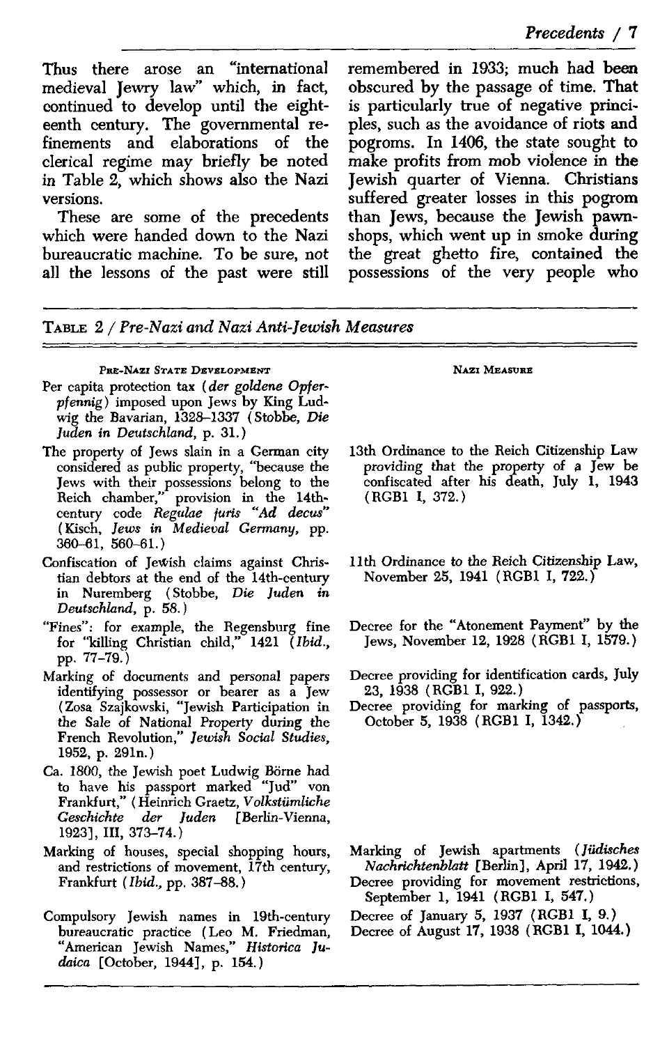Thus there arose an "international medieval Jewry law" which, in fact, continued to develop until the eighteenth century. The governmental refinements and elaborations of the clerical regime may briefly be noted in Table 2, which shows also the Nazi versions.

These are some of the precedents which were handed down to the Nazi bureaucratic machine. To be sure, not all the lessons of the past were still remembered in 1933; much had been obscured by the passage of time. That is particularly true of negative principles, such as the avoidance of riots and pogroms. In 1406, the state sought to make profits from mob violence in the Jewish quarter of Vienna. Christians suffered greater losses in this pogrom than Jews, because the Jewish pawnshops, which went up in smoke during the great ghetto fire, contained the possessions of the very people who

TABLE 2 / *Pre-Nazi and Nazi Anti-Jewish Measures*

| PRE-NAZI STATE DEVELOPMENT | NAZI MEASURE |
|---|---|
| Per capita protection tax (*der goldene Opferpfennig*) imposed upon Jews by King Ludwig the Bavarian, 1328–1337 (Stobbe, *Die Juden in Deutschland*, p. 31.) | |
| The property of Jews slain in a German city considered as public property, "because the Jews with their possessions belong to the Reich chamber," provision in the 14th-century code *Regulae juris "Ad decus"* (Kisch, *Jews in Medieval Germany*, pp. 360–61, 560–61.) | 13th Ordinance to the Reich Citizenship Law providing that the property of a Jew be confiscated after his death, July 1, 1943 (RGBl I, 372.) |
| Confiscation of Jewish claims against Christian debtors at the end of the 14th-century in Nuremberg (Stobbe, *Die Juden in Deutschland*, p. 58.) | 11th Ordinance to the Reich Citizenship Law, November 25, 1941 (RGBl I, 722.) |
| "Fines": for example, the Regensburg fine for "killing Christian child," 1421 (*Ibid.*, pp. 77–79.) | Decree for the "Atonement Payment" by the Jews, November 12, 1928 (RGBl I, 1579.) |
| Marking of documents and personal papers identifying possessor or bearer as a Jew (Zosa Szajkowski, "Jewish Participation in the Sale of National Property during the French Revolution," *Jewish Social Studies*, 1952, p. 291n.) | Decree providing for identification cards, July 23, 1938 (RGBl I, 922.)<br>Decree providing for marking of passports, October 5, 1938 (RGBl I, 1342.) |
| Ca. 1800, the Jewish poet Ludwig Börne had to have his passport marked "Jud" von Frankfurt," (Heinrich Graetz, *Volkstümliche Geschichte der Juden* [Berlin-Vienna, 1923], III, 373–74.) | |
| Marking of houses, special shopping hours, and restrictions of movement, 17th century, Frankfurt (*Ibid.*, pp. 387–88.) | Marking of Jewish apartments (*Jüdisches Nachrichtenblatt* [Berlin], April 17, 1942.)<br>Decree providing for movement restrictions, September 1, 1941 (RGBl I, 547.) |
| Compulsory Jewish names in 19th-century bureaucratic practice (Leo M. Friedman, "American Jewish Names," *Historica Judaica* [October, 1944], p. 154.) | Decree of January 5, 1937 (RGBl I, 9.)<br>Decree of August 17, 1938 (RGBl I, 1044.) |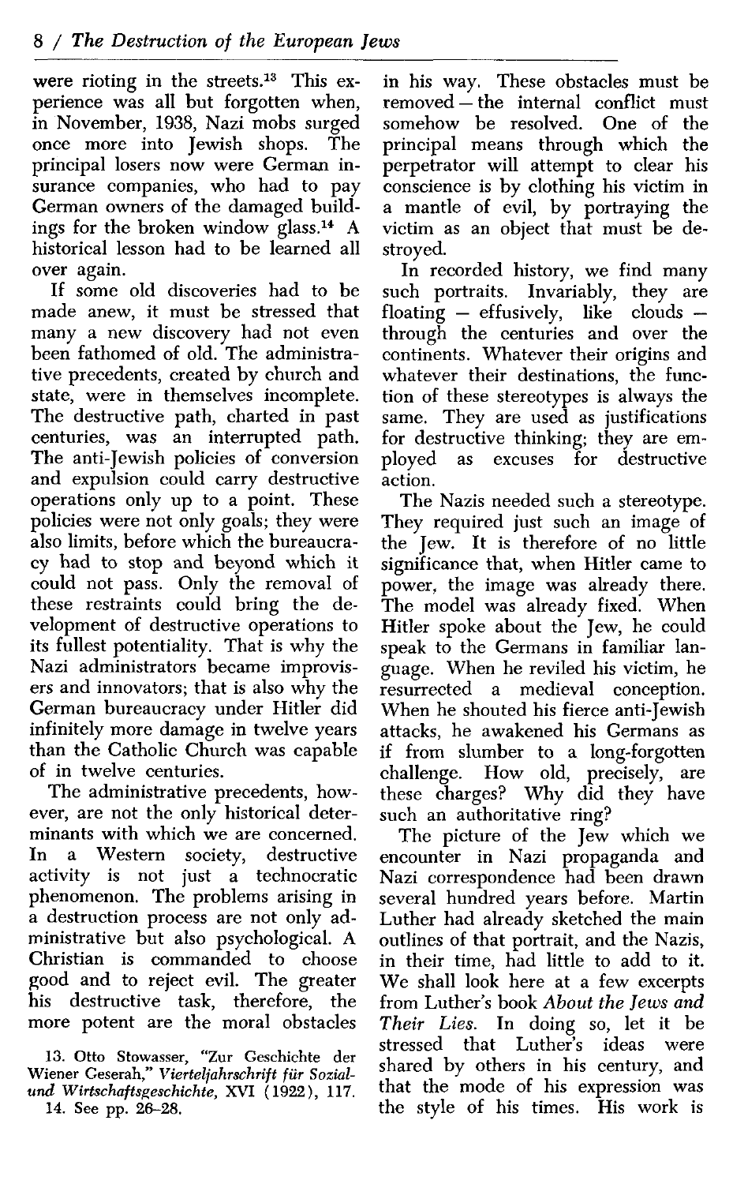were rioting in the streets.[13] This experience was all but forgotten when, in November, 1938, Nazi mobs surged once more into Jewish shops. The principal losers now were German insurance companies, who had to pay German owners of the damaged buildings for the broken window glass.[14] A historical lesson had to be learned all over again.

If some old discoveries had to be made anew, it must be stressed that many a new discovery had not even been fathomed of old. The administrative precedents, created by church and state, were in themselves incomplete. The destructive path, charted in past centuries, was an interrupted path. The anti-Jewish policies of conversion and expulsion could carry destructive operations only up to a point. These policies were not only goals; they were also limits, before which the bureaucracy had to stop and beyond which it could not pass. Only the removal of these restraints could bring the development of destructive operations to its fullest potentiality. That is why the Nazi administrators became improvisers and innovators; that is also why the German bureaucracy under Hitler did infinitely more damage in twelve years than the Catholic Church was capable of in twelve centuries.

The administrative precedents, however, are not the only historical determinants with which we are concerned. In a Western society, destructive activity is not just a technocratic phenomenon. The problems arising in a destruction process are not only administrative but also psychological. A Christian is commanded to choose good and to reject evil. The greater his destructive task, therefore, the more potent are the moral obstacles in his way. These obstacles must be removed – the internal conflict must somehow be resolved. One of the principal means through which the perpetrator will attempt to clear his conscience is by clothing his victim in a mantle of evil, by portraying the victim as an object that must be destroyed.

In recorded history, we find many such portraits. Invariably, they are floating – effusively, like clouds – through the centuries and over the continents. Whatever their origins and whatever their destinations, the function of these stereotypes is always the same. They are used as justifications for destructive thinking; they are employed as excuses for destructive action.

The Nazis needed such a stereotype. They required just such an image of the Jew. It is therefore of no little significance that, when Hitler came to power, the image was already there. The model was already fixed. When Hitler spoke about the Jew, he could speak to the Germans in familiar language. When he reviled his victim, he resurrected a medieval conception. When he shouted his fierce anti-Jewish attacks, he awakened his Germans as if from slumber to a long-forgotten challenge. How old, precisely, are these charges? Why did they have such an authoritative ring?

The picture of the Jew which we encounter in Nazi propaganda and Nazi correspondence had been drawn several hundred years before. Martin Luther had already sketched the main outlines of that portrait, and the Nazis, in their time, had little to add to it. We shall look here at a few excerpts from Luther's book *About the Jews and Their Lies*. In doing so, let it be stressed that Luther's ideas were shared by others in his century, and that the mode of his expression was the style of his times. His work is

13. Otto Stowasser, "Zur Geschichte der Wiener Geserah," *Vierteljahrschrift für Sozial- und Wirtschaftsgeschichte*, XVI (1922), 117.

14. See pp. 26–28.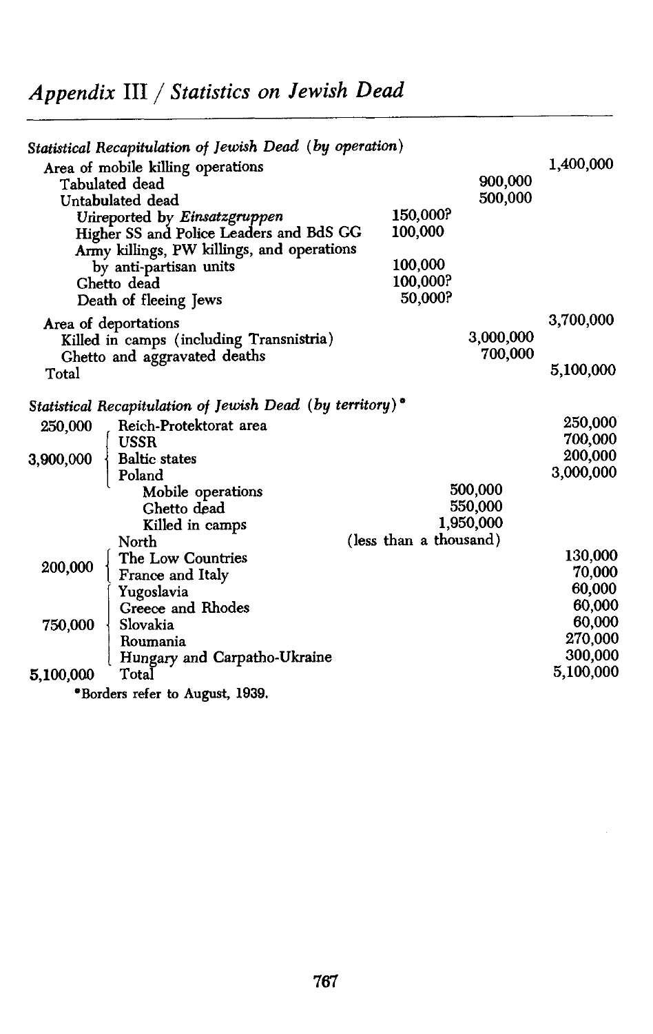## *Appendix* III / *Statistics on Jewish Dead*

*Statistical Recapitulation of Jewish Dead (by operation)*

| | | | |
|---|---|---|---|
| Area of mobile killing operations | | | 1,400,000 |
| Tabulated dead | | 900,000 | |
| Untabulated dead | | 500,000 | |
| Unreported by *Einsatzgruppen* | 150,000? | | |
| Higher SS and Police Leaders and BdS GG | 100,000 | | |
| Army killings, PW killings, and operations by anti-partisan units | 100,000 | | |
| Ghetto dead | 100,000? | | |
| Death of fleeing Jews | 50,000? | | |
| Area of deportations | | | 3,700,000 |
| Killed in camps (including Transnistria) | | 3,000,000 | |
| Ghetto and aggravated deaths | | 700,000 | |
| Total | | | 5,100,000 |

*Statistical Recapitulation of Jewish Dead (by territory)*\*

| | | | |
|---|---|---|---|
| 250,000 | Reich-Protektorat area | | 250,000 |
| 3,900,000 | USSR | | 700,000 |
| | Baltic states | | 200,000 |
| | Poland | | 3,000,000 |
| | Mobile operations | 500,000 | |
| | Ghetto dead | 550,000 | |
| | Killed in camps | 1,950,000 | |
| | North | (less than a thousand) | |
| 200,000 | The Low Countries | | 130,000 |
| | France and Italy | | 70,000 |
| 750,000 | Yugoslavia | | 60,000 |
| | Greece and Rhodes | | 60,000 |
| | Slovakia | | 60,000 |
| | Roumania | | 270,000 |
| | Hungary and Carpatho-Ukraine | | 300,000 |
| 5,100,000 | Total | | 5,100,000 |

\*Borders refer to August, 1939.